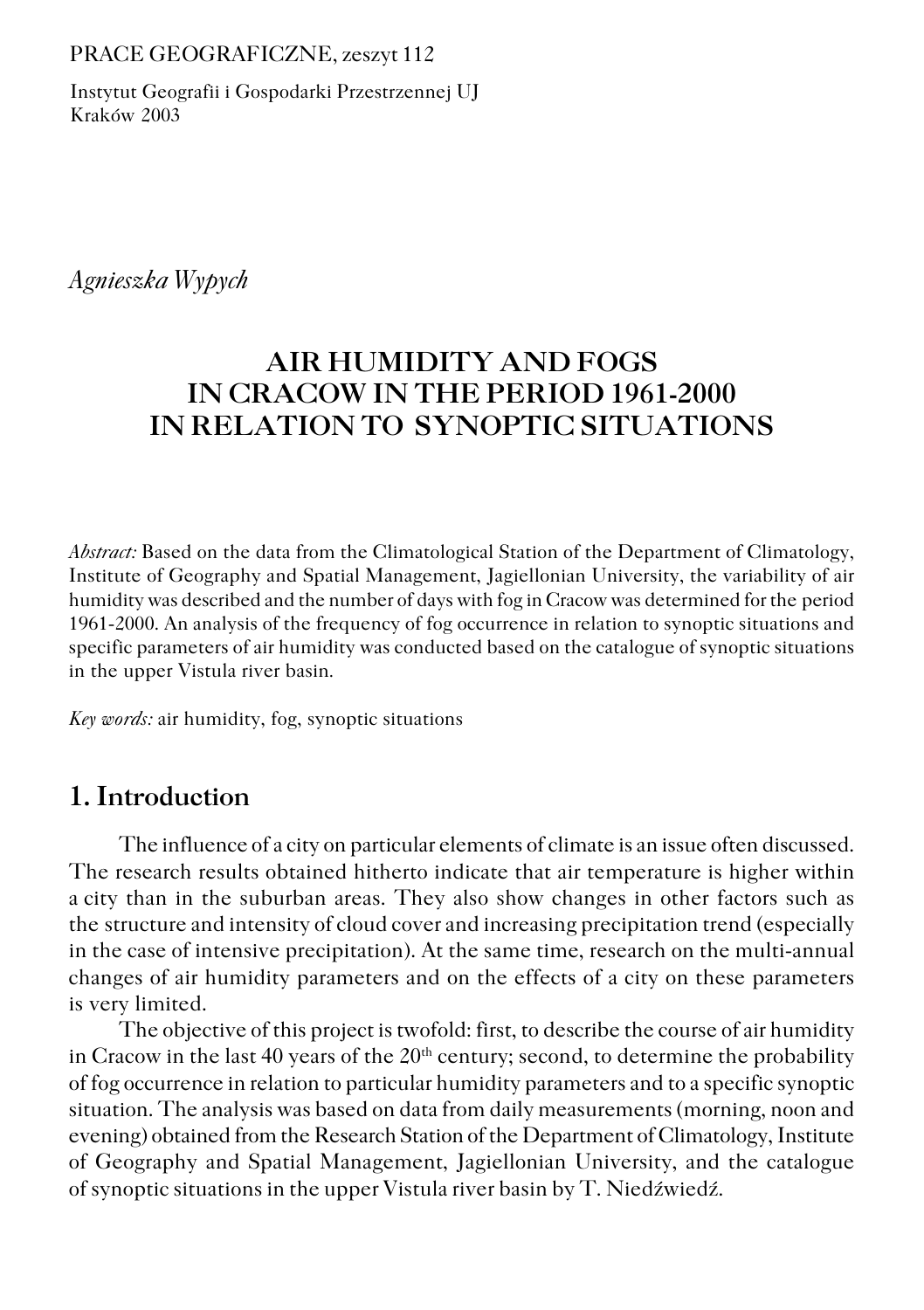PRACE GEOGRAFICZNE, zeszyt 112

Instytut Geografii i Gospodarki Przestrzennej UJ
Kraków 2003

*Agnieszka Wypych*

# AIR HUMIDITY AND FOGS IN CRACOW IN THE PERIOD 1961-2000 IN RELATION TO SYNOPTIC SITUATIONS

*Abstract:* Based on the data from the Climatological Station of the Department of Climatology, Institute of Geography and Spatial Management, Jagiellonian University, the variability of air humidity was described and the number of days with fog in Cracow was determined for the period 1961-2000. An analysis of the frequency of fog occurrence in relation to synoptic situations and specific parameters of air humidity was conducted based on the catalogue of synoptic situations in the upper Vistula river basin.

*Key words:* air humidity, fog, synoptic situations

## 1. Introduction

The influence of a city on particular elements of climate is an issue often discussed. The research results obtained hitherto indicate that air temperature is higher within a city than in the suburban areas. They also show changes in other factors such as the structure and intensity of cloud cover and increasing precipitation trend (especially in the case of intensive precipitation). At the same time, research on the multi-annual changes of air humidity parameters and on the effects of a city on these parameters is very limited.

The objective of this project is twofold: first, to describe the course of air humidity in Cracow in the last 40 years of the 20th century; second, to determine the probability of fog occurrence in relation to particular humidity parameters and to a specific synoptic situation. The analysis was based on data from daily measurements (morning, noon and evening) obtained from the Research Station of the Department of Climatology, Institute of Geography and Spatial Management, Jagiellonian University, and the catalogue of synoptic situations in the upper Vistula river basin by T. Niedźwiedź.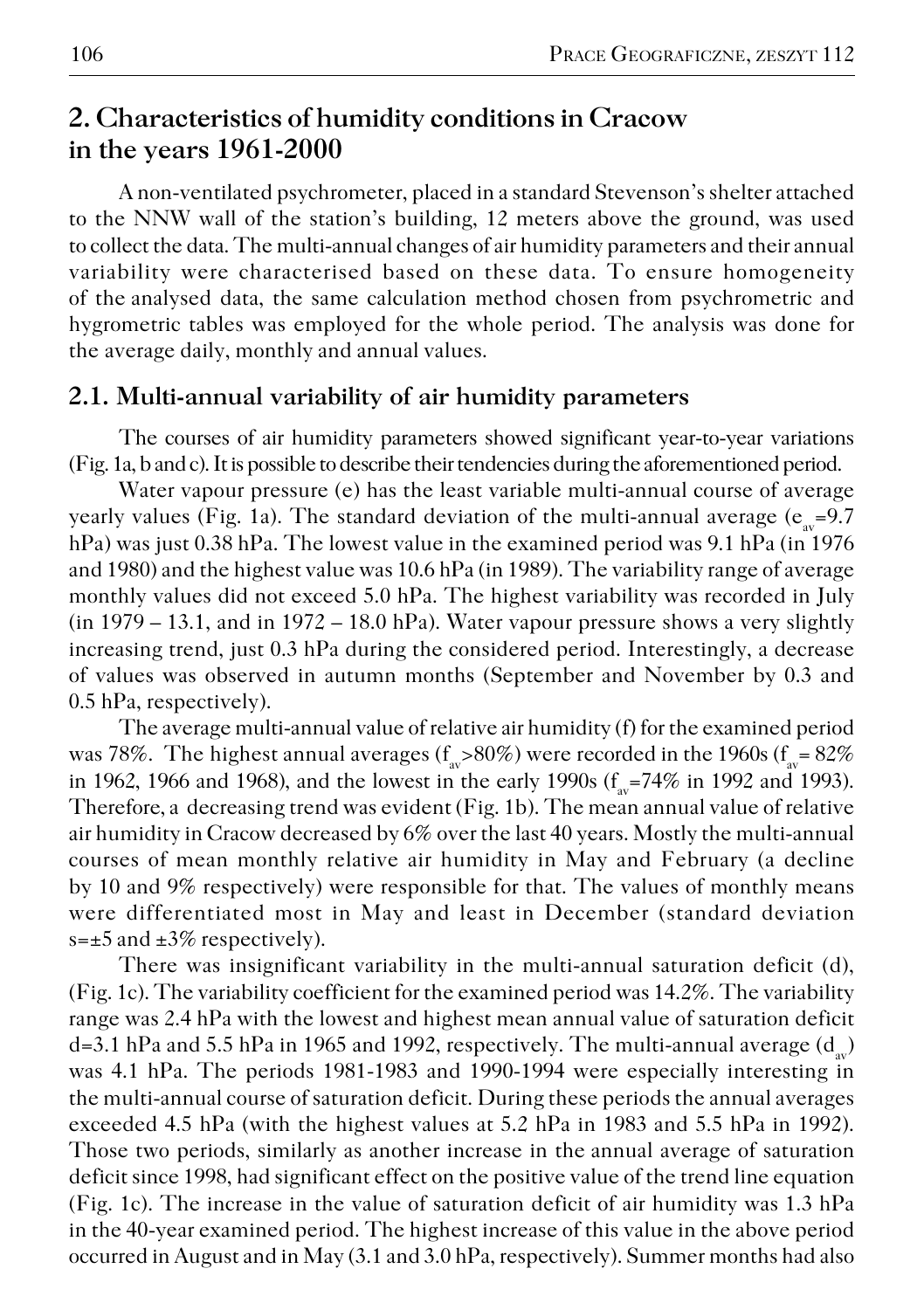## 2. Characteristics of humidity conditions in Cracow in the years 1961-2000

A non-ventilated psychrometer, placed in a standard Stevenson's shelter attached to the NNW wall of the station's building, 12 meters above the ground, was used to collect the data. The multi-annual changes of air humidity parameters and their annual variability were characterised based on these data. To ensure homogeneity of the analysed data, the same calculation method chosen from psychrometric and hygrometric tables was employed for the whole period. The analysis was done for the average daily, monthly and annual values.

### 2.1. Multi-annual variability of air humidity parameters

The courses of air humidity parameters showed significant year-to-year variations (Fig. 1a, b and c). It is possible to describe their tendencies during the aforementioned period.

Water vapour pressure (e) has the least variable multi-annual course of average yearly values (Fig. 1a). The standard deviation of the multi-annual average ($e_{av}$=9.7 hPa) was just 0.38 hPa. The lowest value in the examined period was 9.1 hPa (in 1976 and 1980) and the highest value was 10.6 hPa (in 1989). The variability range of average monthly values did not exceed 5.0 hPa. The highest variability was recorded in July (in 1979 – 13.1, and in 1972 – 18.0 hPa). Water vapour pressure shows a very slightly increasing trend, just 0.3 hPa during the considered period. Interestingly, a decrease of values was observed in autumn months (September and November by 0.3 and 0.5 hPa, respectively).

The average multi-annual value of relative air humidity (f) for the examined period was 78%. The highest annual averages ($f_{av}$>80%) were recorded in the 1960s ($f_{av}$= 82% in 1962, 1966 and 1968), and the lowest in the early 1990s ($f_{av}$=74% in 1992 and 1993). Therefore, a decreasing trend was evident (Fig. 1b). The mean annual value of relative air humidity in Cracow decreased by 6% over the last 40 years. Mostly the multi-annual courses of mean monthly relative air humidity in May and February (a decline by 10 and 9% respectively) were responsible for that. The values of monthly means were differentiated most in May and least in December (standard deviation s=±5 and ±3% respectively).

There was insignificant variability in the multi-annual saturation deficit (d), (Fig. 1c). The variability coefficient for the examined period was 14.2%. The variability range was 2.4 hPa with the lowest and highest mean annual value of saturation deficit d=3.1 hPa and 5.5 hPa in 1965 and 1992, respectively. The multi-annual average ($d_{av}$) was 4.1 hPa. The periods 1981-1983 and 1990-1994 were especially interesting in the multi-annual course of saturation deficit. During these periods the annual averages exceeded 4.5 hPa (with the highest values at 5.2 hPa in 1983 and 5.5 hPa in 1992). Those two periods, similarly as another increase in the annual average of saturation deficit since 1998, had significant effect on the positive value of the trend line equation (Fig. 1c). The increase in the value of saturation deficit of air humidity was 1.3 hPa in the 40-year examined period. The highest increase of this value in the above period occurred in August and in May (3.1 and 3.0 hPa, respectively). Summer months had also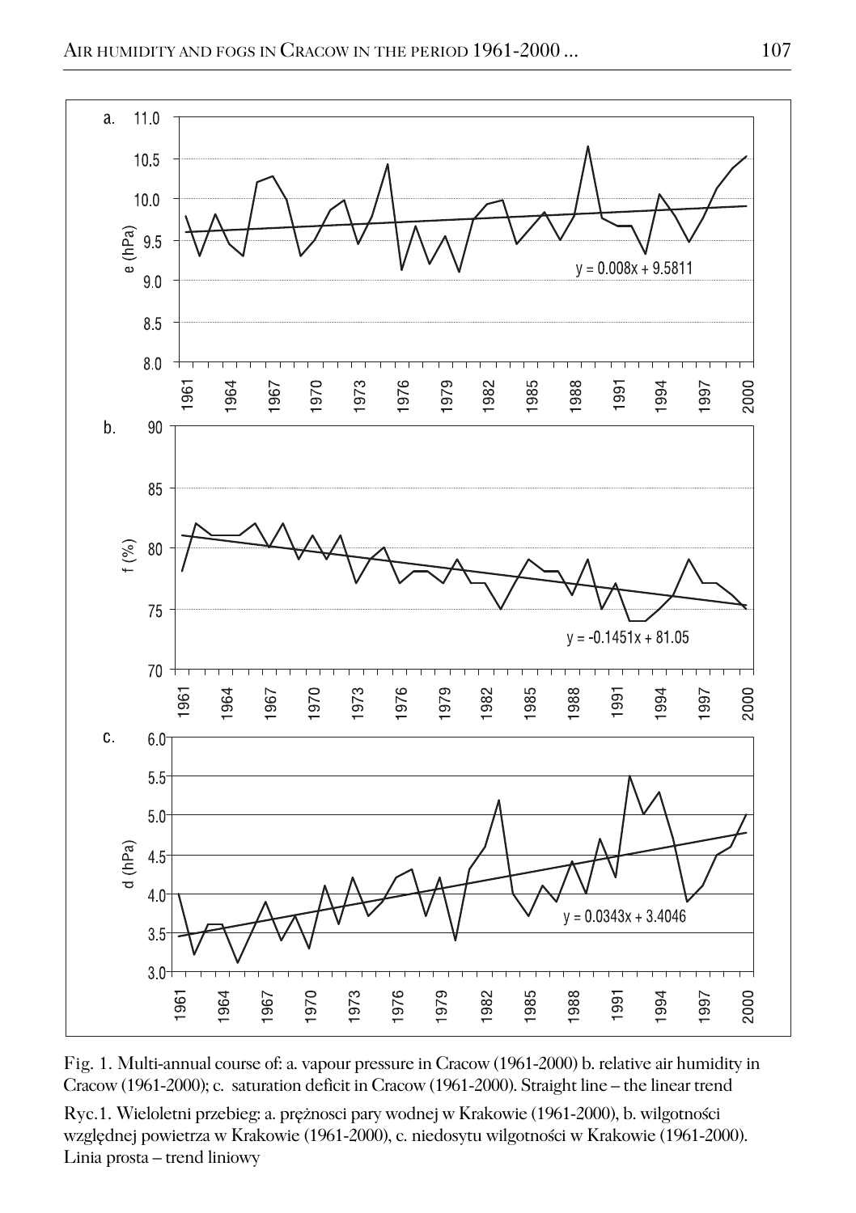Fig. 1. Multi-annual course of: a. vapour pressure in Cracow (1961-2000) b. relative air humidity in Cracow (1961-2000); c. saturation deficit in Cracow (1961-2000). Straight line – the linear trend

Ryc.1. Wieloletni przebieg: a. prężnosci pary wodnej w Krakowie (1961-2000), b. wilgotności względnej powietrza w Krakowie (1961-2000), c. niedosytu wilgotności w Krakowie (1961-2000). Linia prosta – trend liniowy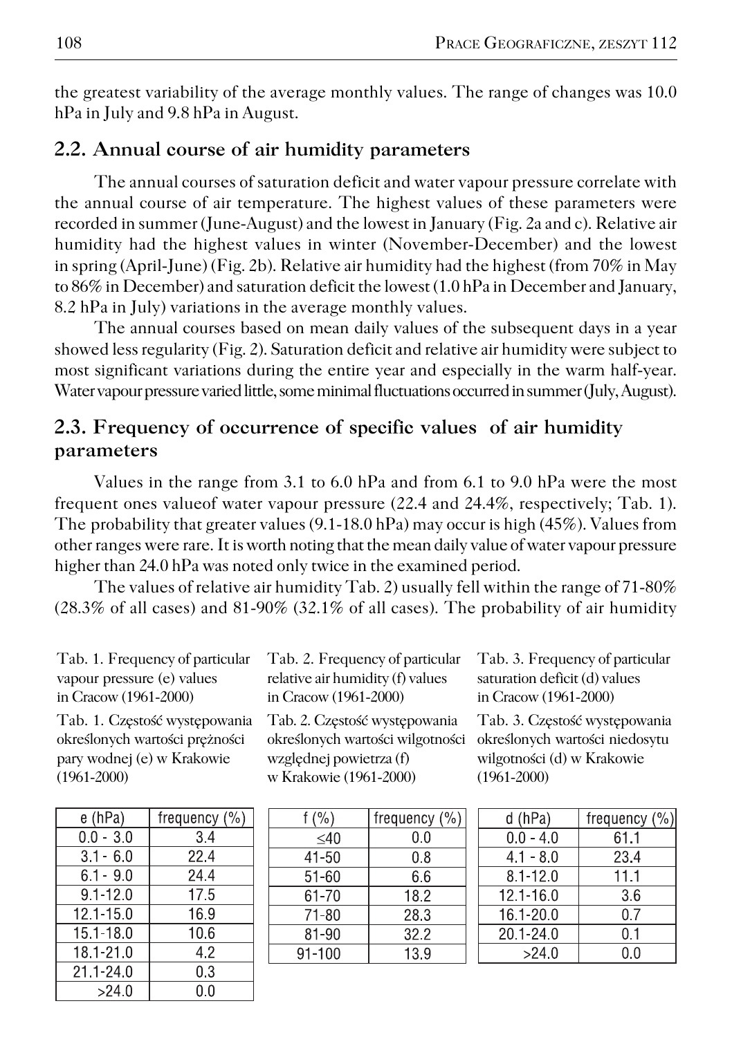the greatest variability of the average monthly values. The range of changes was 10.0 hPa in July and 9.8 hPa in August.

## 2.2. Annual course of air humidity parameters

The annual courses of saturation deficit and water vapour pressure correlate with the annual course of air temperature. The highest values of these parameters were recorded in summer (June-August) and the lowest in January (Fig. 2a and c). Relative air humidity had the highest values in winter (November-December) and the lowest in spring (April-June) (Fig. 2b). Relative air humidity had the highest (from 70% in May to 86% in December) and saturation deficit the lowest (1.0 hPa in December and January, 8.2 hPa in July) variations in the average monthly values.

The annual courses based on mean daily values of the subsequent days in a year showed less regularity (Fig. 2). Saturation deficit and relative air humidity were subject to most significant variations during the entire year and especially in the warm half-year. Water vapour pressure varied little, some minimal fluctuations occurred in summer (July, August).

## 2.3. Frequency of occurrence of specific values of air humidity parameters

Values in the range from 3.1 to 6.0 hPa and from 6.1 to 9.0 hPa were the most frequent ones valueof water vapour pressure (22.4 and 24.4%, respectively; Tab. 1). The probability that greater values (9.1-18.0 hPa) may occur is high (45%). Values from other ranges were rare. It is worth noting that the mean daily value of water vapour pressure higher than 24.0 hPa was noted only twice in the examined period.

The values of relative air humidity Tab. 2) usually fell within the range of 71-80% (28.3% of all cases) and 81-90% (32.1% of all cases). The probability of air humidity

Tab. 1. Frequency of particular vapour pressure (e) values in Cracow (1961-2000)

Tab. 1. Częstość występowania określonych wartości prężności pary wodnej (e) w Krakowie (1961-2000)

| e (hPa) | frequency (%) |
|---|---|
| 0.0 - 3.0 | 3.4 |
| 3.1 - 6.0 | 22.4 |
| 6.1 - 9.0 | 24.4 |
| 9.1-12.0 | 17.5 |
| 12.1-15.0 | 16.9 |
| 15.1-18.0 | 10.6 |
| 18.1-21.0 | 4.2 |
| 21.1-24.0 | 0.3 |
| >24.0 | 0.0 |

Tab. 2. Frequency of particular relative air humidity (f) values in Cracow (1961-2000)

Tab. 2. Częstość występowania określonych wartości wilgotności względnej powietrza (f) w Krakowie (1961-2000)

| f (%) | frequency (%) |
|---|---|
| ≤40 | 0.0 |
| 41-50 | 0.8 |
| 51-60 | 6.6 |
| 61-70 | 18.2 |
| 71-80 | 28.3 |
| 81-90 | 32.2 |
| 91-100 | 13.9 |

Tab. 3. Frequency of particular saturation deficit (d) values in Cracow (1961-2000)

Tab. 3. Częstość występowania określonych wartości niedosytu wilgotności (d) w Krakowie (1961-2000)

| d (hPa) | frequency (%) |
|---|---|
| 0.0 - 4.0 | 61.1 |
| 4.1 - 8.0 | 23.4 |
| 8.1-12.0 | 11.1 |
| 12.1-16.0 | 3.6 |
| 16.1-20.0 | 0.7 |
| 20.1-24.0 | 0.1 |
| >24.0 | 0.0 |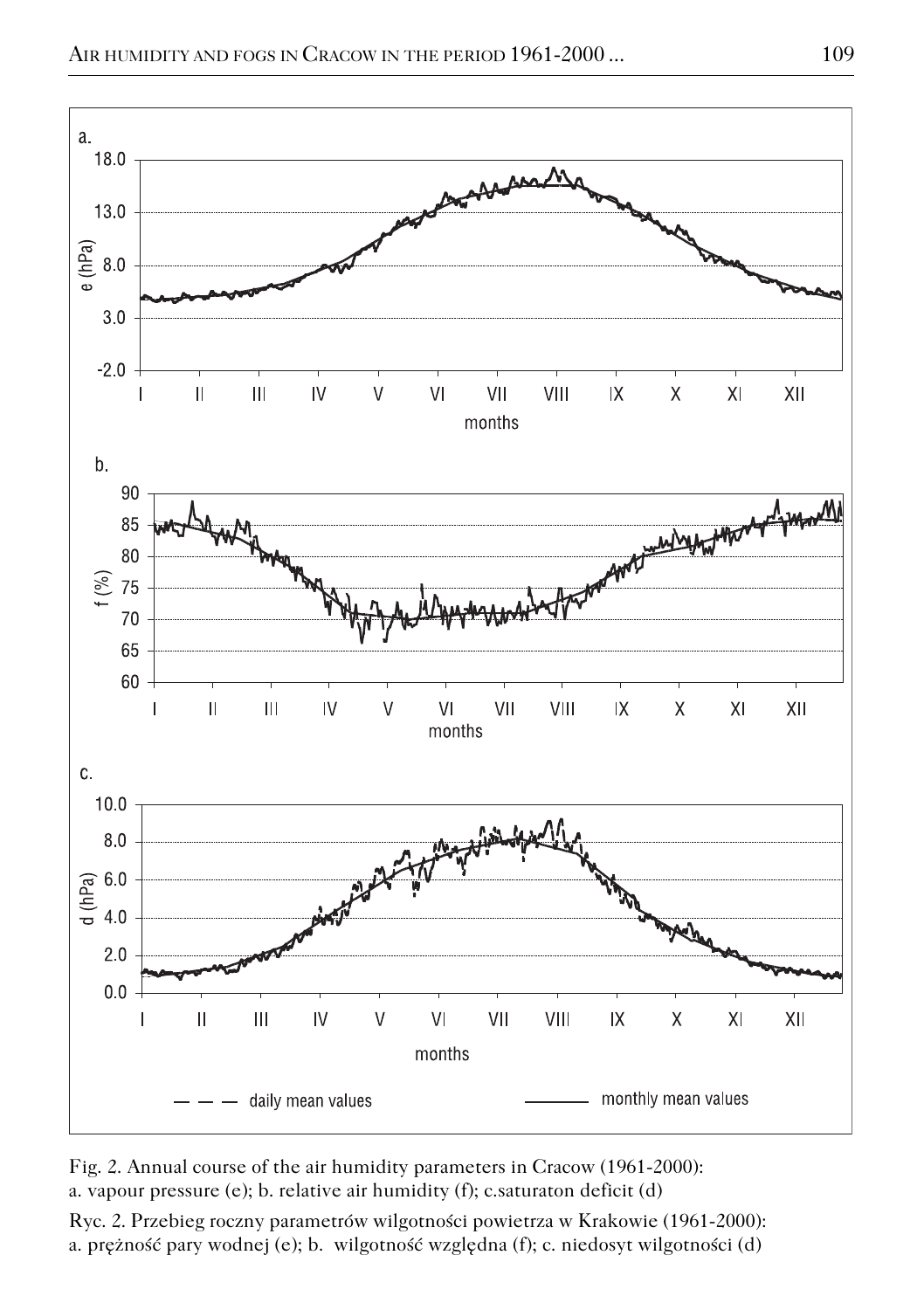Fig. 2. Annual course of the air humidity parameters in Cracow (1961-2000):
a. vapour pressure (e); b. relative air humidity (f); c.saturaton deficit (d)

Ryc. 2. Przebieg roczny parametrów wilgotności powietrza w Krakowie (1961-2000):
a. prężność pary wodnej (e); b. wilgotność względna (f); c. niedosyt wilgotności (d)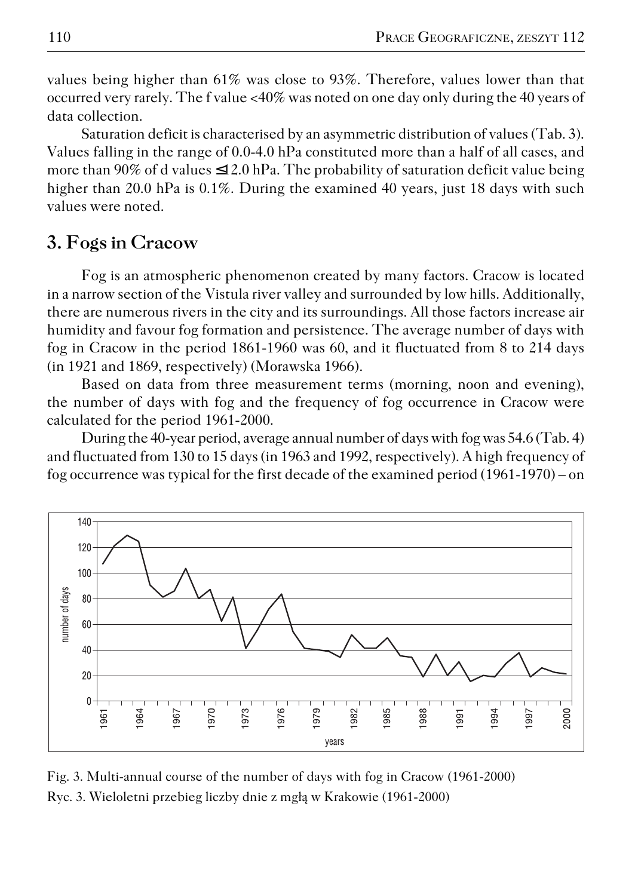values being higher than 61% was close to 93%. Therefore, values lower than that occurred very rarely. The f value <40% was noted on one day only during the 40 years of data collection.

Saturation deficit is characterised by an asymmetric distribution of values (Tab. 3). Values falling in the range of 0.0-4.0 hPa constituted more than a half of all cases, and more than 90% of d values ≤12.0 hPa. The probability of saturation deficit value being higher than 20.0 hPa is 0.1%. During the examined 40 years, just 18 days with such values were noted.

## 3. Fogs in Cracow

Fog is an atmospheric phenomenon created by many factors. Cracow is located in a narrow section of the Vistula river valley and surrounded by low hills. Additionally, there are numerous rivers in the city and its surroundings. All those factors increase air humidity and favour fog formation and persistence. The average number of days with fog in Cracow in the period 1861-1960 was 60, and it fluctuated from 8 to 214 days (in 1921 and 1869, respectively) (Morawska 1966).

Based on data from three measurement terms (morning, noon and evening), the number of days with fog and the frequency of fog occurrence in Cracow were calculated for the period 1961-2000.

During the 40-year period, average annual number of days with fog was 54.6 (Tab. 4) and fluctuated from 130 to 15 days (in 1963 and 1992, respectively). A high frequency of fog occurrence was typical for the first decade of the examined period (1961-1970) – on

Fig. 3. Multi-annual course of the number of days with fog in Cracow (1961-2000)

Ryc. 3. Wieloletni przebieg liczby dnie z mgłą w Krakowie (1961-2000)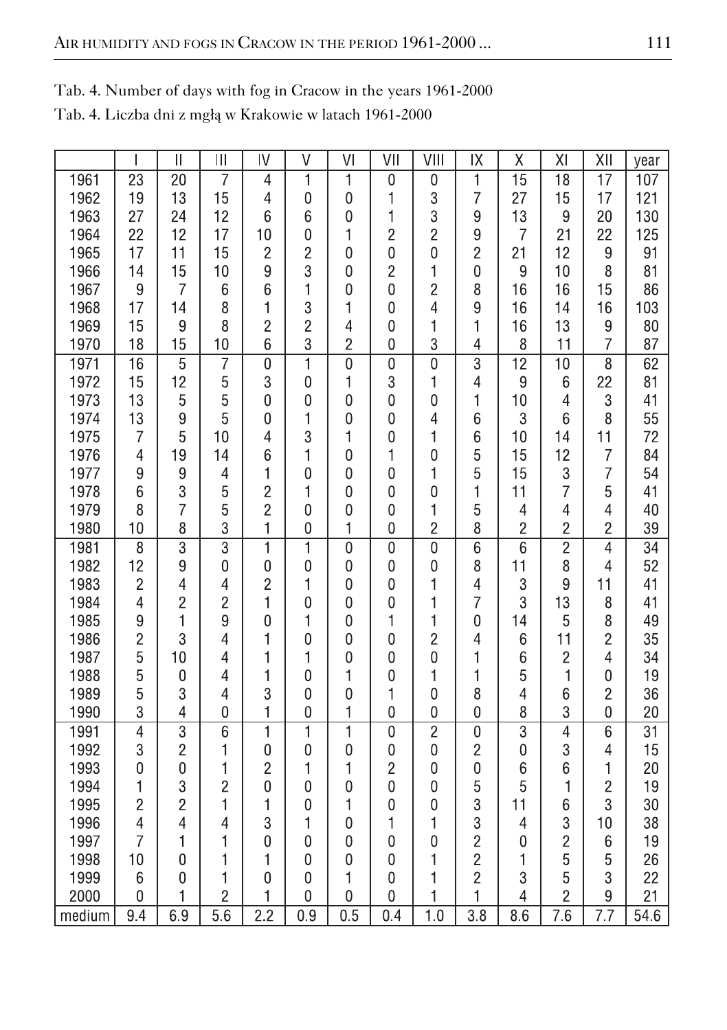Tab. 4. Number of days with fog in Cracow in the years 1961-2000

Tab. 4. Liczba dni z mgłą w Krakowie w latach 1961-2000

| | I | II | III | IV | V | VI | VII | VIII | IX | X | XI | XII | year |
|---|---|---|---|---|---|---|---|---|---|---|---|---|---|
| 1961 | 23 | 20 | 7 | 4 | 1 | 1 | 0 | 0 | 1 | 15 | 18 | 17 | 107 |
| 1962 | 19 | 13 | 15 | 4 | 0 | 0 | 1 | 3 | 7 | 27 | 15 | 17 | 121 |
| 1963 | 27 | 24 | 12 | 6 | 6 | 0 | 1 | 3 | 9 | 13 | 9 | 20 | 130 |
| 1964 | 22 | 12 | 17 | 10 | 0 | 1 | 2 | 2 | 9 | 7 | 21 | 22 | 125 |
| 1965 | 17 | 11 | 15 | 2 | 2 | 0 | 0 | 0 | 2 | 21 | 12 | 9 | 91 |
| 1966 | 14 | 15 | 10 | 9 | 3 | 0 | 2 | 1 | 0 | 9 | 10 | 8 | 81 |
| 1967 | 9 | 7 | 6 | 6 | 1 | 0 | 0 | 2 | 8 | 16 | 16 | 15 | 86 |
| 1968 | 17 | 14 | 8 | 1 | 3 | 1 | 0 | 4 | 9 | 16 | 14 | 16 | 103 |
| 1969 | 15 | 9 | 8 | 2 | 2 | 4 | 0 | 1 | 1 | 16 | 13 | 9 | 80 |
| 1970 | 18 | 15 | 10 | 6 | 3 | 2 | 0 | 3 | 4 | 8 | 11 | 7 | 87 |
| 1971 | 16 | 5 | 7 | 0 | 1 | 0 | 0 | 0 | 3 | 12 | 10 | 8 | 62 |
| 1972 | 15 | 12 | 5 | 3 | 0 | 1 | 3 | 1 | 4 | 9 | 6 | 22 | 81 |
| 1973 | 13 | 5 | 5 | 0 | 0 | 0 | 0 | 0 | 1 | 10 | 4 | 3 | 41 |
| 1974 | 13 | 9 | 5 | 0 | 1 | 0 | 0 | 4 | 6 | 3 | 6 | 8 | 55 |
| 1975 | 7 | 5 | 10 | 4 | 3 | 1 | 0 | 1 | 6 | 10 | 14 | 11 | 72 |
| 1976 | 4 | 19 | 14 | 6 | 1 | 0 | 1 | 0 | 5 | 15 | 12 | 7 | 84 |
| 1977 | 9 | 9 | 4 | 1 | 0 | 0 | 0 | 1 | 5 | 15 | 3 | 7 | 54 |
| 1978 | 6 | 3 | 5 | 2 | 1 | 0 | 0 | 0 | 1 | 11 | 7 | 5 | 41 |
| 1979 | 8 | 7 | 5 | 2 | 0 | 0 | 0 | 1 | 5 | 4 | 4 | 4 | 40 |
| 1980 | 10 | 8 | 3 | 1 | 0 | 1 | 0 | 2 | 8 | 2 | 2 | 2 | 39 |
| 1981 | 8 | 3 | 3 | 1 | 1 | 0 | 0 | 0 | 6 | 6 | 2 | 4 | 34 |
| 1982 | 12 | 9 | 0 | 0 | 0 | 0 | 0 | 0 | 8 | 11 | 8 | 4 | 52 |
| 1983 | 2 | 4 | 4 | 2 | 1 | 0 | 0 | 1 | 4 | 3 | 9 | 11 | 41 |
| 1984 | 4 | 2 | 2 | 1 | 0 | 0 | 0 | 1 | 7 | 3 | 13 | 8 | 41 |
| 1985 | 9 | 1 | 9 | 0 | 1 | 0 | 1 | 1 | 0 | 14 | 5 | 8 | 49 |
| 1986 | 2 | 3 | 4 | 1 | 0 | 0 | 0 | 2 | 4 | 6 | 11 | 2 | 35 |
| 1987 | 5 | 10 | 4 | 1 | 1 | 0 | 0 | 0 | 1 | 6 | 2 | 4 | 34 |
| 1988 | 5 | 0 | 4 | 1 | 0 | 1 | 0 | 1 | 1 | 5 | 1 | 0 | 19 |
| 1989 | 5 | 3 | 4 | 3 | 0 | 0 | 1 | 0 | 8 | 4 | 6 | 2 | 36 |
| 1990 | 3 | 4 | 0 | 1 | 0 | 1 | 0 | 0 | 0 | 8 | 3 | 0 | 20 |
| 1991 | 4 | 3 | 6 | 1 | 1 | 1 | 0 | 2 | 0 | 3 | 4 | 6 | 31 |
| 1992 | 3 | 2 | 1 | 0 | 0 | 0 | 0 | 0 | 2 | 0 | 3 | 4 | 15 |
| 1993 | 0 | 0 | 1 | 2 | 1 | 1 | 2 | 0 | 0 | 6 | 6 | 1 | 20 |
| 1994 | 1 | 3 | 2 | 0 | 0 | 0 | 0 | 0 | 5 | 5 | 1 | 2 | 19 |
| 1995 | 2 | 2 | 1 | 1 | 0 | 1 | 0 | 0 | 3 | 11 | 6 | 3 | 30 |
| 1996 | 4 | 4 | 4 | 3 | 1 | 0 | 1 | 1 | 3 | 4 | 3 | 10 | 38 |
| 1997 | 7 | 1 | 1 | 0 | 0 | 0 | 0 | 0 | 2 | 0 | 2 | 6 | 19 |
| 1998 | 10 | 0 | 1 | 1 | 0 | 0 | 0 | 1 | 2 | 1 | 5 | 5 | 26 |
| 1999 | 6 | 0 | 1 | 0 | 0 | 1 | 0 | 1 | 2 | 3 | 5 | 3 | 22 |
| 2000 | 0 | 1 | 2 | 1 | 0 | 0 | 0 | 1 | 1 | 4 | 2 | 9 | 21 |
| medium | 9.4 | 6.9 | 5.6 | 2.2 | 0.9 | 0.5 | 0.4 | 1.0 | 3.8 | 8.6 | 7.6 | 7.7 | 54.6 |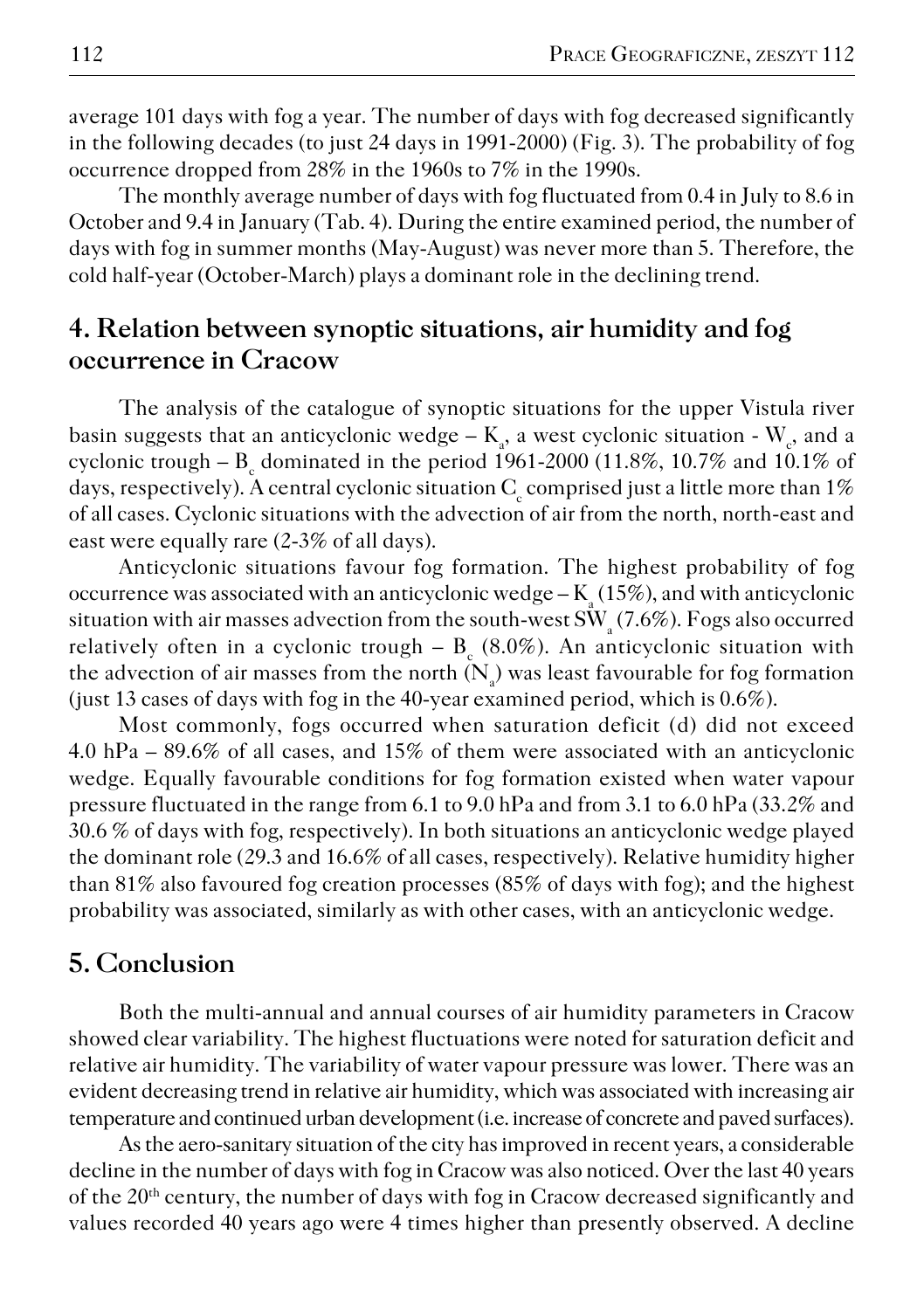average 101 days with fog a year. The number of days with fog decreased significantly in the following decades (to just 24 days in 1991-2000) (Fig. 3). The probability of fog occurrence dropped from 28% in the 1960s to 7% in the 1990s.

The monthly average number of days with fog fluctuated from 0.4 in July to 8.6 in October and 9.4 in January (Tab. 4). During the entire examined period, the number of days with fog in summer months (May-August) was never more than 5. Therefore, the cold half-year (October-March) plays a dominant role in the declining trend.

## 4. Relation between synoptic situations, air humidity and fog occurrence in Cracow

The analysis of the catalogue of synoptic situations for the upper Vistula river basin suggests that an anticyclonic wedge – $K_a$, a west cyclonic situation - $W_c$, and a cyclonic trough – $B_c$ dominated in the period 1961-2000 (11.8%, 10.7% and 10.1% of days, respectively). A central cyclonic situation $C_c$ comprised just a little more than 1% of all cases. Cyclonic situations with the advection of air from the north, north-east and east were equally rare (2-3% of all days).

Anticyclonic situations favour fog formation. The highest probability of fog occurrence was associated with an anticyclonic wedge – $K_a$ (15%), and with anticyclonic situation with air masses advection from the south-west $SW_a$ (7.6%). Fogs also occurred relatively often in a cyclonic trough – $B_c$ (8.0%). An anticyclonic situation with the advection of air masses from the north ($N_a$) was least favourable for fog formation (just 13 cases of days with fog in the 40-year examined period, which is 0.6%).

Most commonly, fogs occurred when saturation deficit (d) did not exceed 4.0 hPa – 89.6% of all cases, and 15% of them were associated with an anticyclonic wedge. Equally favourable conditions for fog formation existed when water vapour pressure fluctuated in the range from 6.1 to 9.0 hPa and from 3.1 to 6.0 hPa (33.2% and 30.6 % of days with fog, respectively). In both situations an anticyclonic wedge played the dominant role (29.3 and 16.6% of all cases, respectively). Relative humidity higher than 81% also favoured fog creation processes (85% of days with fog); and the highest probability was associated, similarly as with other cases, with an anticyclonic wedge.

## 5. Conclusion

Both the multi-annual and annual courses of air humidity parameters in Cracow showed clear variability. The highest fluctuations were noted for saturation deficit and relative air humidity. The variability of water vapour pressure was lower. There was an evident decreasing trend in relative air humidity, which was associated with increasing air temperature and continued urban development (i.e. increase of concrete and paved surfaces).

As the aero-sanitary situation of the city has improved in recent years, a considerable decline in the number of days with fog in Cracow was also noticed. Over the last 40 years of the 20th century, the number of days with fog in Cracow decreased significantly and values recorded 40 years ago were 4 times higher than presently observed. A decline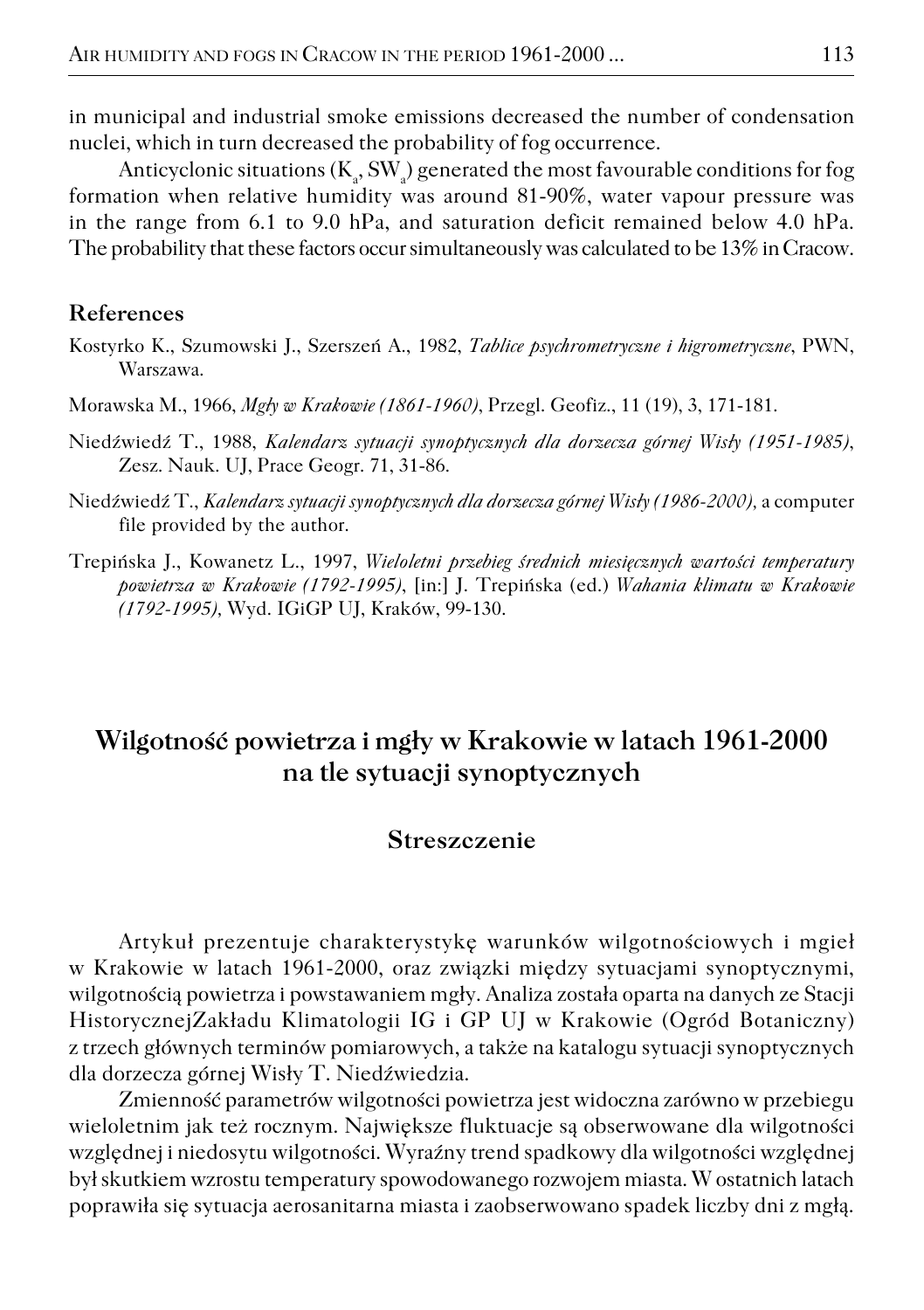in municipal and industrial smoke emissions decreased the number of condensation nuclei, which in turn decreased the probability of fog occurrence.

Anticyclonic situations ($K_a$, $SW_a$) generated the most favourable conditions for fog formation when relative humidity was around 81-90%, water vapour pressure was in the range from 6.1 to 9.0 hPa, and saturation deficit remained below 4.0 hPa. The probability that these factors occur simultaneously was calculated to be 13% in Cracow.

## References

Kostyrko K., Szumowski J., Szerszeń A., 1982, *Tablice psychrometryczne i higrometryczne*, PWN, Warszawa.

Morawska M., 1966, *Mgły w Krakowie (1861-1960)*, Przegl. Geofiz., 11 (19), 3, 171-181.

Niedźwiedź T., 1988, *Kalendarz sytuacji synoptycznych dla dorzecza górnej Wisły (1951-1985)*, Zesz. Nauk. UJ, Prace Geogr. 71, 31-86.

Niedźwiedź T., *Kalendarz sytuacji synoptycznych dla dorzecza górnej Wisły (1986-2000)*, a computer file provided by the author.

Trepińska J., Kowanetz L., 1997, *Wieloletni przebieg średnich miesięcznych wartości temperatury powietrza w Krakowie (1792-1995)*, [in:] J. Trepińska (ed.) *Wahania klimatu w Krakowie (1792-1995)*, Wyd. IGiGP UJ, Kraków, 99-130.

# Wilgotność powietrza i mgły w Krakowie w latach 1961-2000 na tle sytuacji synoptycznych

## Streszczenie

Artykuł prezentuje charakterystykę warunków wilgotnościowych i mgieł w Krakowie w latach 1961-2000, oraz związki między sytuacjami synoptycznymi, wilgotnością powietrza i powstawaniem mgły. Analiza została oparta na danych ze Stacji HistorycznejZakładu Klimatologii IG i GP UJ w Krakowie (Ogród Botaniczny) z trzech głównych terminów pomiarowych, a także na katalogu sytuacji synoptycznych dla dorzecza górnej Wisły T. Niedźwiedzia.

Zmienność parametrów wilgotności powietrza jest widoczna zarówno w przebiegu wieloletnim jak też rocznym. Największe fluktuacje są obserwowane dla wilgotności względnej i niedosytu wilgotności. Wyraźny trend spadkowy dla wilgotności względnej był skutkiem wzrostu temperatury spowodowanego rozwojem miasta. W ostatnich latach poprawiła się sytuacja aerosanitarna miasta i zaobserwowano spadek liczby dni z mgłą.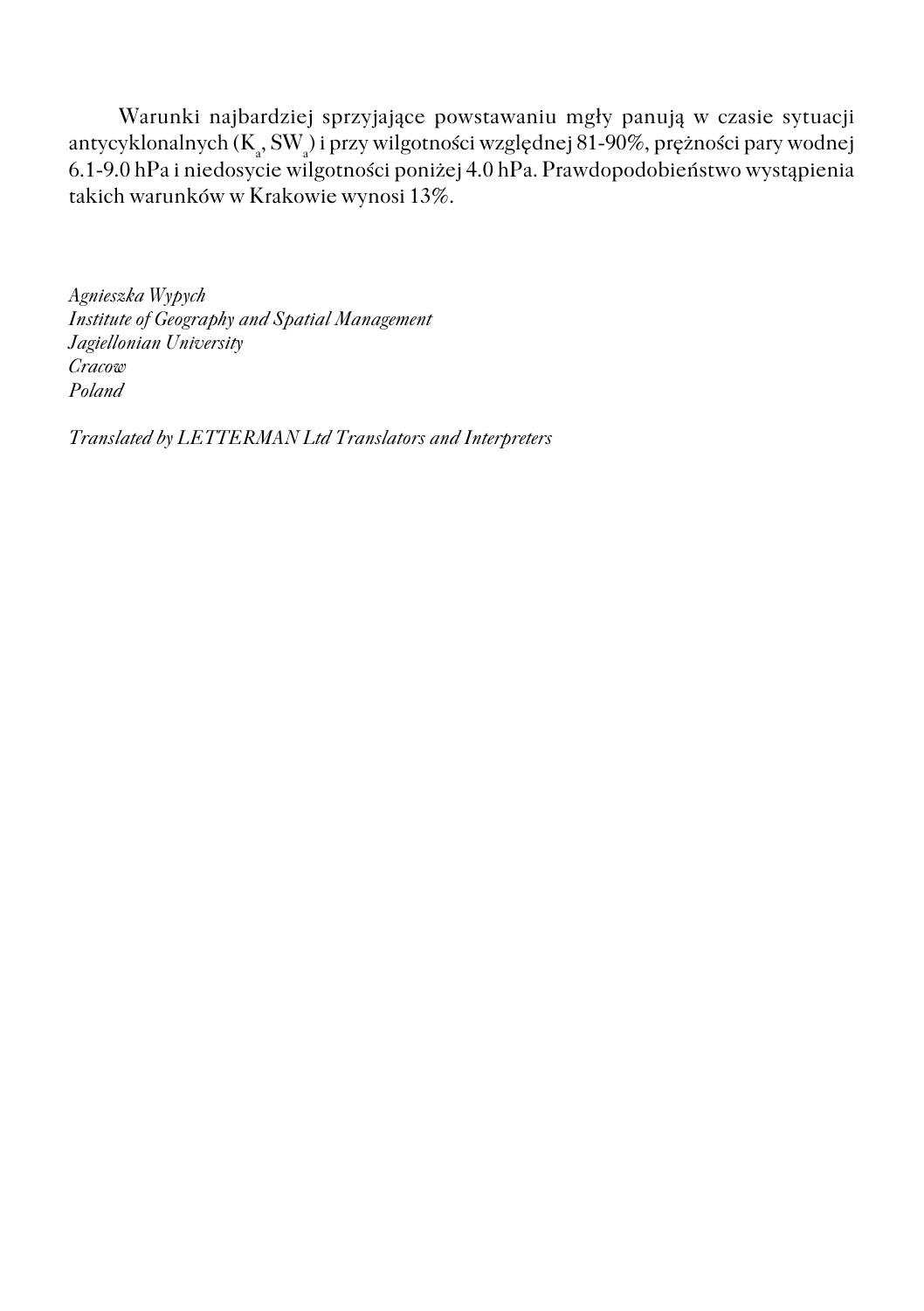Warunki najbardziej sprzyjające powstawaniu mgły panują w czasie sytuacji antycyklonalnych ($K_a$, $SW_a$) i przy wilgotności względnej 81-90%, prężności pary wodnej 6.1-9.0 hPa i niedosycie wilgotności poniżej 4.0 hPa. Prawdopodobieństwo wystąpienia takich warunków w Krakowie wynosi 13%.

*Agnieszka Wypych*
*Institute of Geography and Spatial Management*
*Jagiellonian University*
*Cracow*
*Poland*

*Translated by LETTERMAN Ltd Translators and Interpreters*